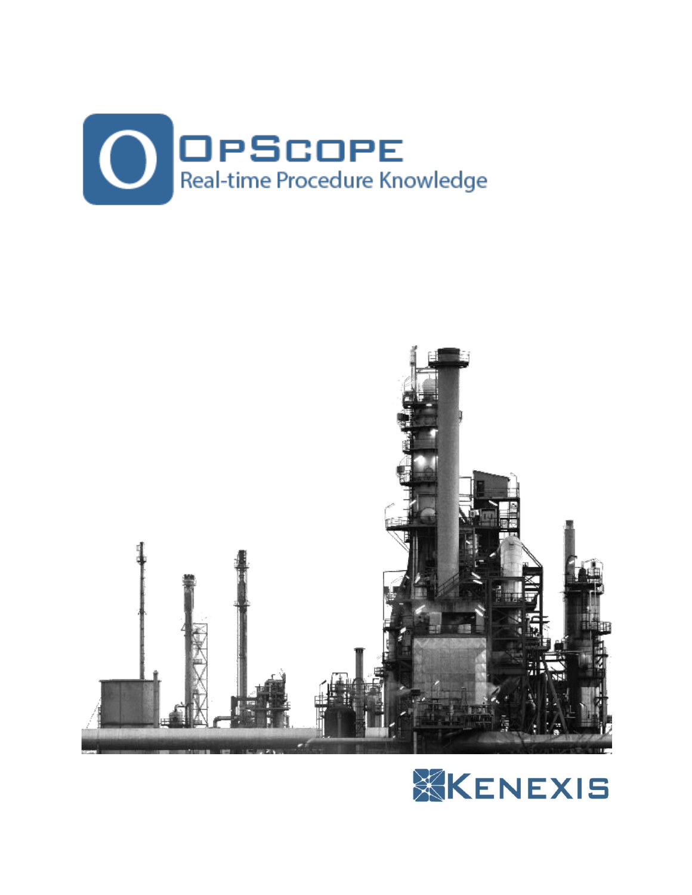# OpScope

Real-time Procedure Knowledge

Kenexis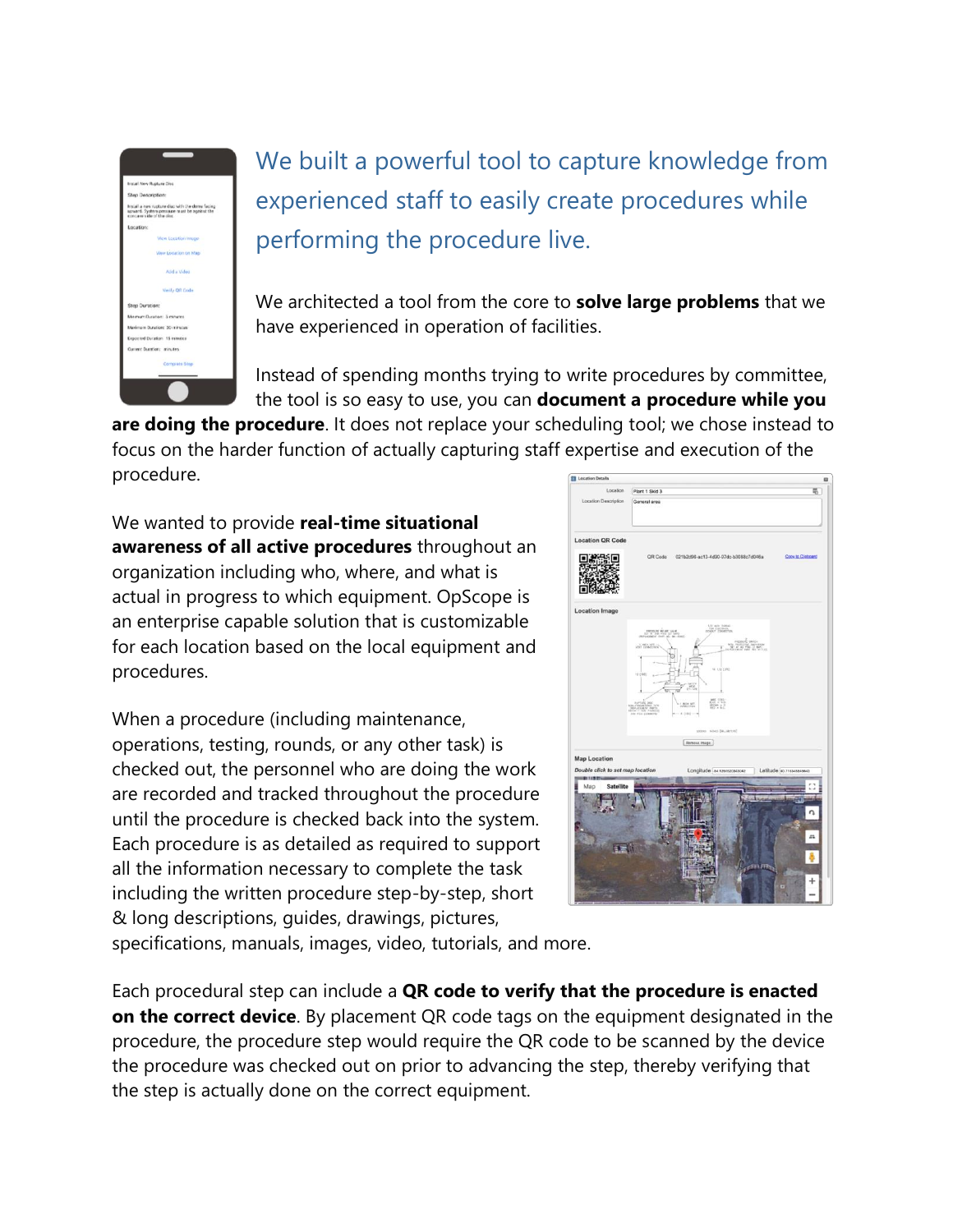## We built a powerful tool to capture knowledge from experienced staff to easily create procedures while performing the procedure live.

We architected a tool from the core to **solve large problems** that we have experienced in operation of facilities.

Instead of spending months trying to write procedures by committee, the tool is so easy to use, you can **document a procedure while you are doing the procedure**. It does not replace your scheduling tool; we chose instead to focus on the harder function of actually capturing staff expertise and execution of the procedure.

We wanted to provide **real-time situational awareness of all active procedures** throughout an organization including who, where, and what is actual in progress to which equipment. OpScope is an enterprise capable solution that is customizable for each location based on the local equipment and procedures.

When a procedure (including maintenance, operations, testing, rounds, or any other task) is checked out, the personnel who are doing the work are recorded and tracked throughout the procedure until the procedure is checked back into the system. Each procedure is as detailed as required to support all the information necessary to complete the task including the written procedure step-by-step, short & long descriptions, guides, drawings, pictures, specifications, manuals, images, video, tutorials, and more.

Each procedural step can include a **QR code to verify that the procedure is enacted on the correct device**. By placement QR code tags on the equipment designated in the procedure, the procedure step would require the QR code to be scanned by the device the procedure was checked out on prior to advancing the step, thereby verifying that the step is actually done on the correct equipment.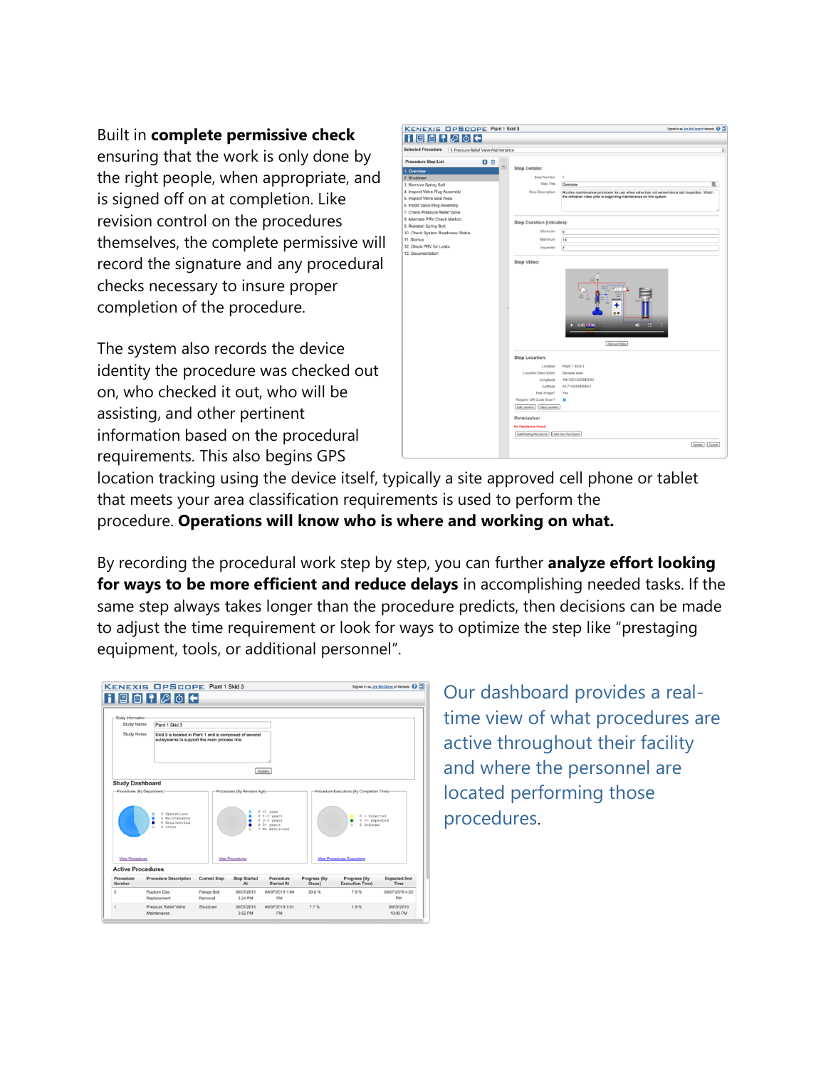Built in **complete permissive check** ensuring that the work is only done by the right people, when appropriate, and is signed off on at completion. Like revision control on the procedures themselves, the complete permissive will record the signature and any procedural checks necessary to insure proper completion of the procedure.

The system also records the device identity the procedure was checked out on, who checked it out, who will be assisting, and other pertinent information based on the procedural requirements. This also begins GPS location tracking using the device itself, typically a site approved cell phone or tablet that meets your area classification requirements is used to perform the procedure. **Operations will know who is where and working on what.**

By recording the procedural work step by step, you can further **analyze effort looking for ways to be more efficient and reduce delays** in accomplishing needed tasks. If the same step always takes longer than the procedure predicts, then decisions can be made to adjust the time requirement or look for ways to optimize the step like "prestaging equipment, tools, or additional personnel".

Our dashboard provides a real-time view of what procedures are active throughout their facility and where the personnel are located performing those procedures.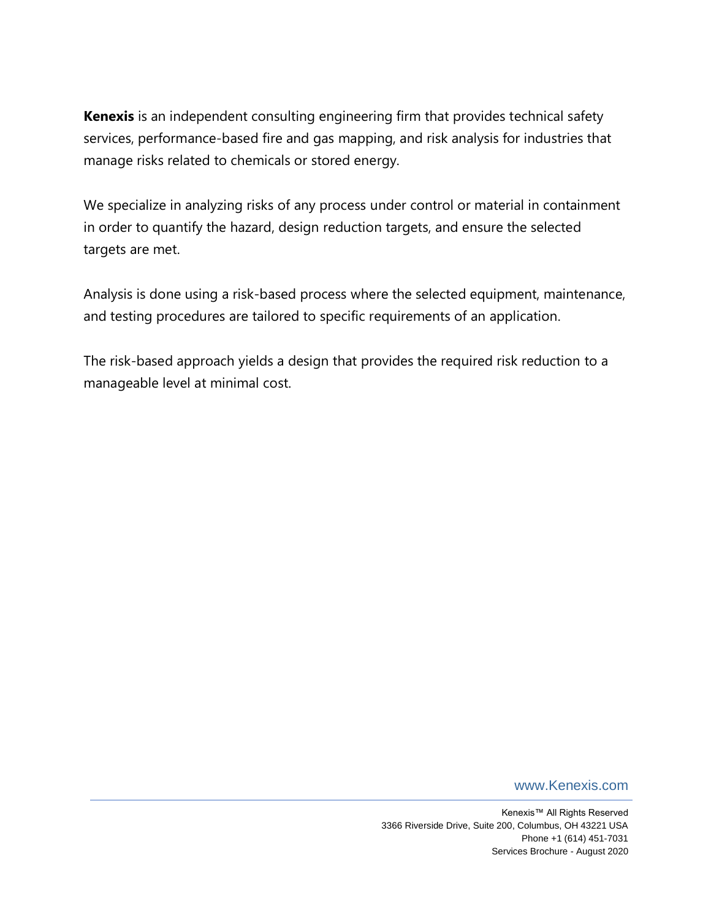**Kenexis** is an independent consulting engineering firm that provides technical safety services, performance-based fire and gas mapping, and risk analysis for industries that manage risks related to chemicals or stored energy.

We specialize in analyzing risks of any process under control or material in containment in order to quantify the hazard, design reduction targets, and ensure the selected targets are met.

Analysis is done using a risk-based process where the selected equipment, maintenance, and testing procedures are tailored to specific requirements of an application.

The risk-based approach yields a design that provides the required risk reduction to a manageable level at minimal cost.

www.Kenexis.com

Kenexis™ All Rights Reserved
3366 Riverside Drive, Suite 200, Columbus, OH 43221 USA
Phone +1 (614) 451-7031
Services Brochure - August 2020